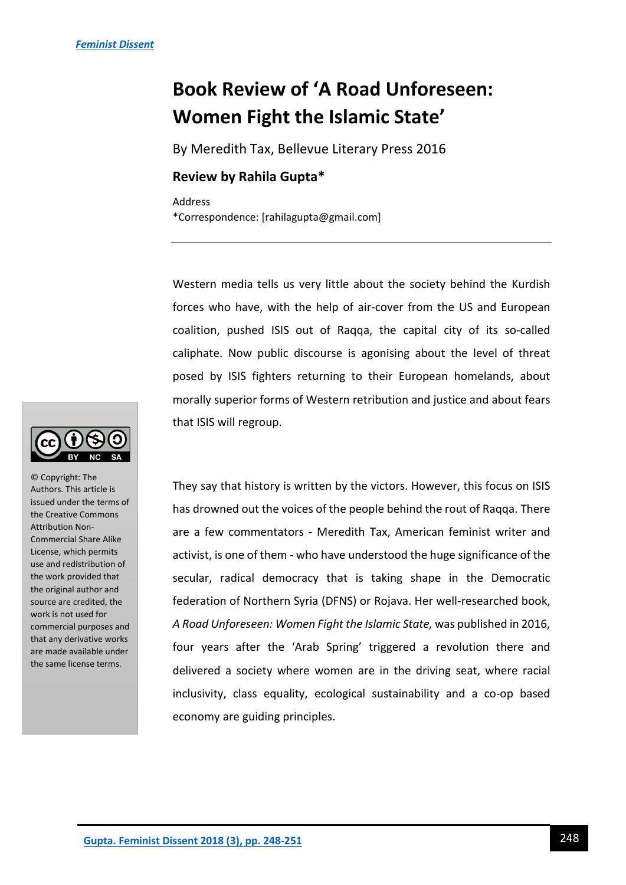# Book Review of 'A Road Unforeseen: Women Fight the Islamic State'

By Meredith Tax, Bellevue Literary Press 2016

**Review by Rahila Gupta***

Address
*Correspondence: [rahilagupta@gmail.com]

---

© Copyright: The Authors. This article is issued under the terms of the Creative Commons Attribution Non-Commercial Share Alike License, which permits use and redistribution of the work provided that the original author and source are credited, the work is not used for commercial purposes and that any derivative works are made available under the same license terms.

Western media tells us very little about the society behind the Kurdish forces who have, with the help of air-cover from the US and European coalition, pushed ISIS out of Raqqa, the capital city of its so-called caliphate. Now public discourse is agonising about the level of threat posed by ISIS fighters returning to their European homelands, about morally superior forms of Western retribution and justice and about fears that ISIS will regroup.

They say that history is written by the victors. However, this focus on ISIS has drowned out the voices of the people behind the rout of Raqqa. There are a few commentators - Meredith Tax, American feminist writer and activist, is one of them - who have understood the huge significance of the secular, radical democracy that is taking shape in the Democratic federation of Northern Syria (DFNS) or Rojava. Her well-researched book, *A Road Unforeseen: Women Fight the Islamic State,* was published in 2016, four years after the 'Arab Spring' triggered a revolution there and delivered a society where women are in the driving seat, where racial inclusivity, class equality, ecological sustainability and a co-op based economy are guiding principles.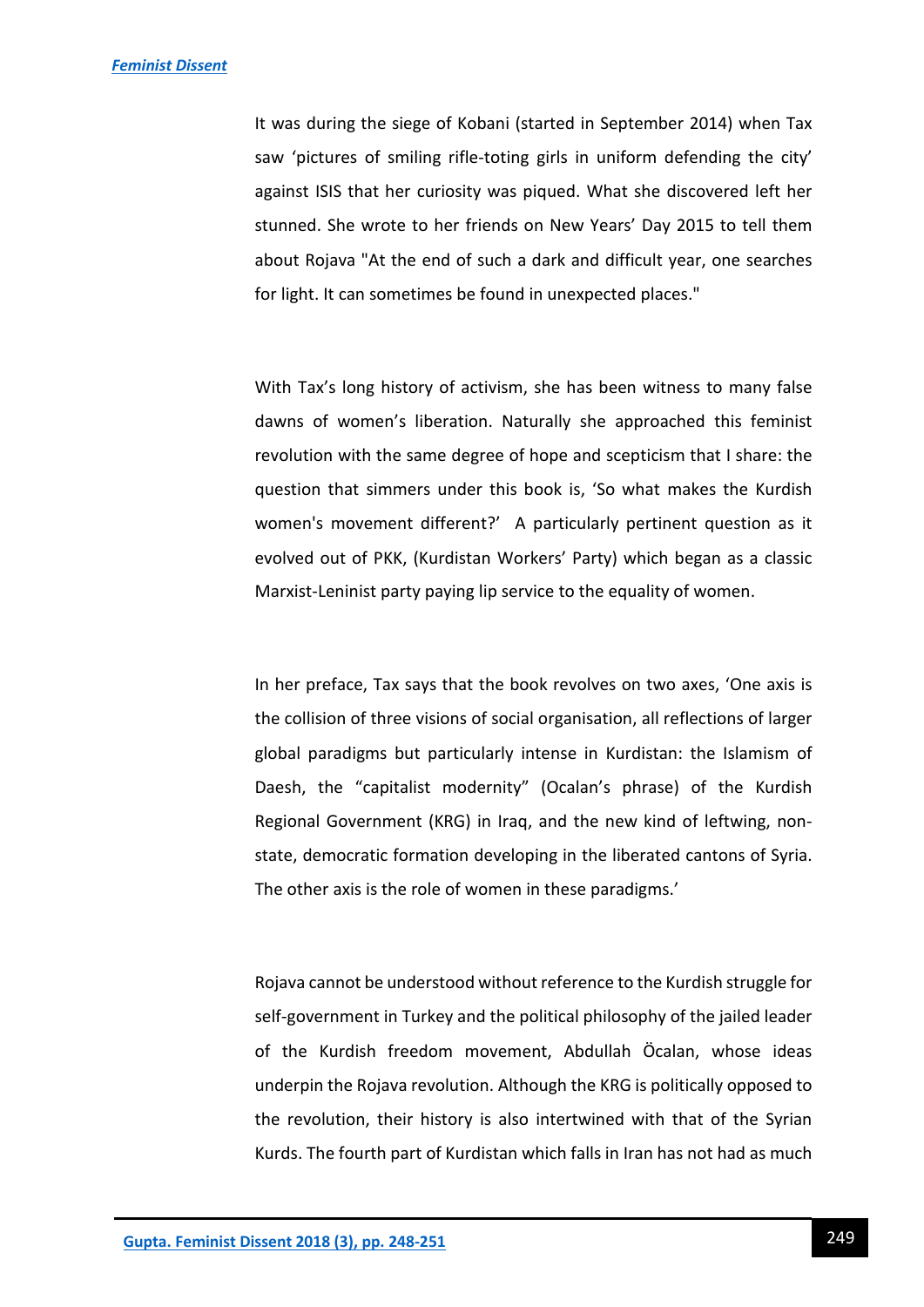It was during the siege of Kobani (started in September 2014) when Tax saw 'pictures of smiling rifle-toting girls in uniform defending the city' against ISIS that her curiosity was piqued. What she discovered left her stunned. She wrote to her friends on New Years' Day 2015 to tell them about Rojava "At the end of such a dark and difficult year, one searches for light. It can sometimes be found in unexpected places."

With Tax's long history of activism, she has been witness to many false dawns of women's liberation. Naturally she approached this feminist revolution with the same degree of hope and scepticism that I share: the question that simmers under this book is, 'So what makes the Kurdish women's movement different?' A particularly pertinent question as it evolved out of PKK, (Kurdistan Workers' Party) which began as a classic Marxist-Leninist party paying lip service to the equality of women.

In her preface, Tax says that the book revolves on two axes, 'One axis is the collision of three visions of social organisation, all reflections of larger global paradigms but particularly intense in Kurdistan: the Islamism of Daesh, the "capitalist modernity" (Ocalan's phrase) of the Kurdish Regional Government (KRG) in Iraq, and the new kind of leftwing, non-state, democratic formation developing in the liberated cantons of Syria. The other axis is the role of women in these paradigms.'

Rojava cannot be understood without reference to the Kurdish struggle for self-government in Turkey and the political philosophy of the jailed leader of the Kurdish freedom movement, Abdullah Öcalan, whose ideas underpin the Rojava revolution. Although the KRG is politically opposed to the revolution, their history is also intertwined with that of the Syrian Kurds. The fourth part of Kurdistan which falls in Iran has not had as much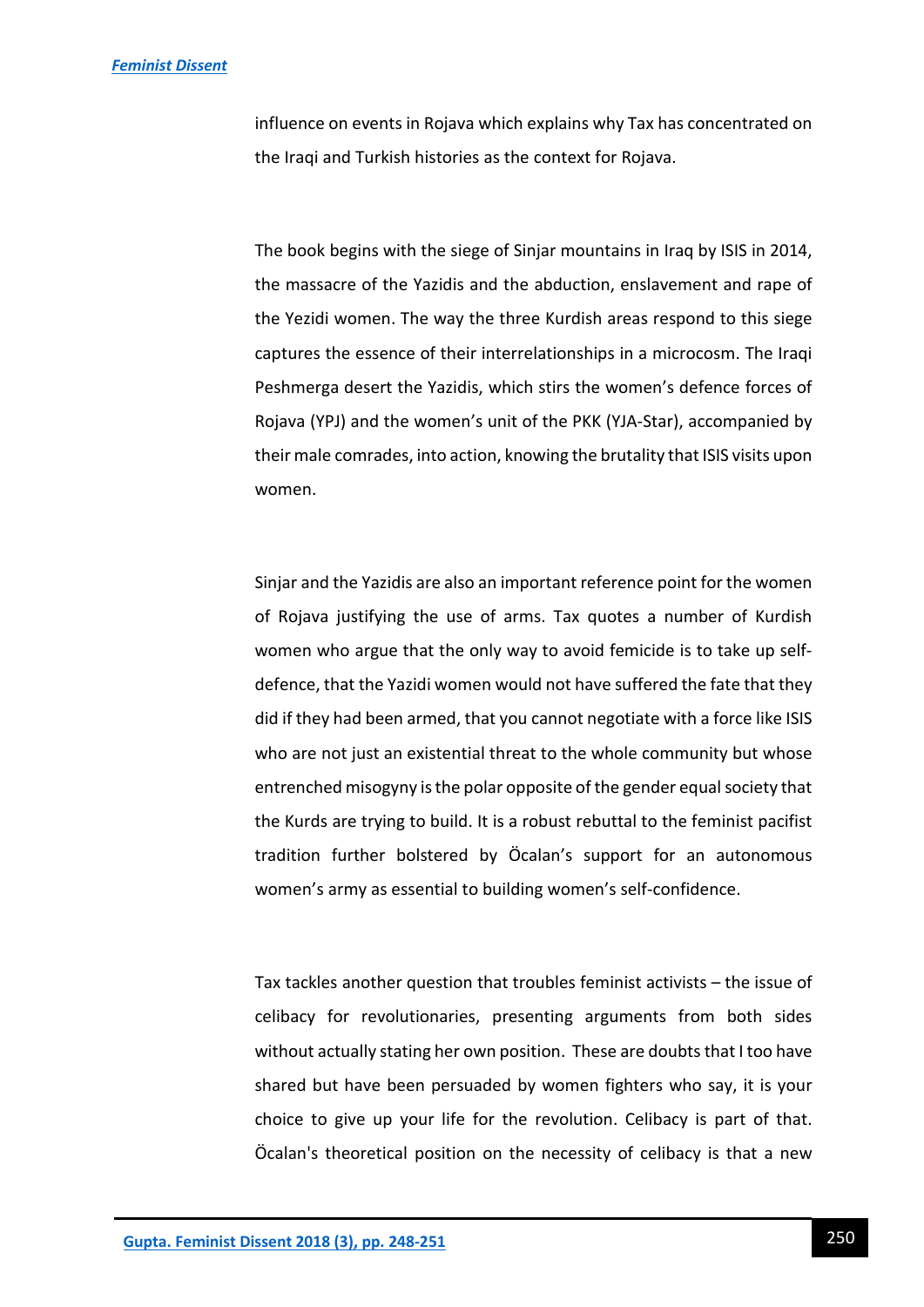influence on events in Rojava which explains why Tax has concentrated on the Iraqi and Turkish histories as the context for Rojava.

The book begins with the siege of Sinjar mountains in Iraq by ISIS in 2014, the massacre of the Yazidis and the abduction, enslavement and rape of the Yezidi women. The way the three Kurdish areas respond to this siege captures the essence of their interrelationships in a microcosm. The Iraqi Peshmerga desert the Yazidis, which stirs the women's defence forces of Rojava (YPJ) and the women's unit of the PKK (YJA-Star), accompanied by their male comrades, into action, knowing the brutality that ISIS visits upon women.

Sinjar and the Yazidis are also an important reference point for the women of Rojava justifying the use of arms. Tax quotes a number of Kurdish women who argue that the only way to avoid femicide is to take up self-defence, that the Yazidi women would not have suffered the fate that they did if they had been armed, that you cannot negotiate with a force like ISIS who are not just an existential threat to the whole community but whose entrenched misogyny is the polar opposite of the gender equal society that the Kurds are trying to build. It is a robust rebuttal to the feminist pacifist tradition further bolstered by Öcalan's support for an autonomous women's army as essential to building women's self-confidence.

Tax tackles another question that troubles feminist activists – the issue of celibacy for revolutionaries, presenting arguments from both sides without actually stating her own position. These are doubts that I too have shared but have been persuaded by women fighters who say, it is your choice to give up your life for the revolution. Celibacy is part of that. Öcalan's theoretical position on the necessity of celibacy is that a new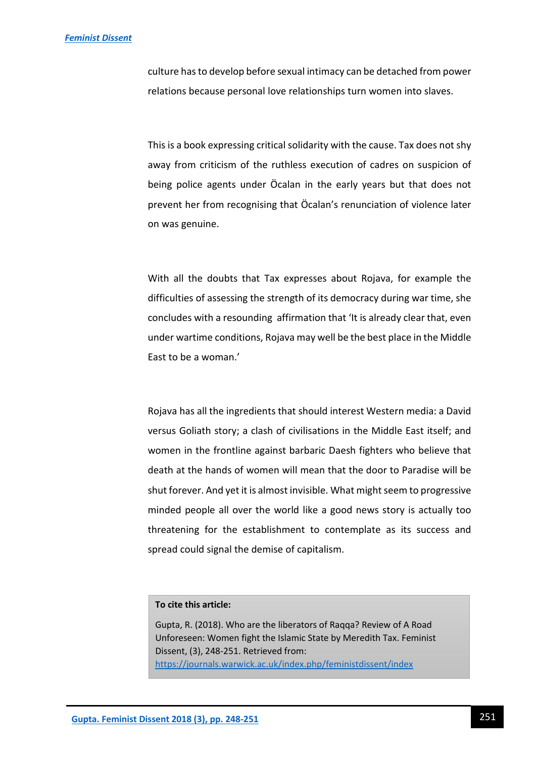culture has to develop before sexual intimacy can be detached from power relations because personal love relationships turn women into slaves.

This is a book expressing critical solidarity with the cause. Tax does not shy away from criticism of the ruthless execution of cadres on suspicion of being police agents under Öcalan in the early years but that does not prevent her from recognising that Öcalan's renunciation of violence later on was genuine.

With all the doubts that Tax expresses about Rojava, for example the difficulties of assessing the strength of its democracy during war time, she concludes with a resounding affirmation that 'It is already clear that, even under wartime conditions, Rojava may well be the best place in the Middle East to be a woman.'

Rojava has all the ingredients that should interest Western media: a David versus Goliath story; a clash of civilisations in the Middle East itself; and women in the frontline against barbaric Daesh fighters who believe that death at the hands of women will mean that the door to Paradise will be shut forever. And yet it is almost invisible. What might seem to progressive minded people all over the world like a good news story is actually too threatening for the establishment to contemplate as its success and spread could signal the demise of capitalism.

**To cite this article:**

Gupta, R. (2018). Who are the liberators of Raqqa? Review of A Road Unforeseen: Women fight the Islamic State by Meredith Tax. Feminist Dissent, (3), 248-251. Retrieved from: https://journals.warwick.ac.uk/index.php/feministdissent/index